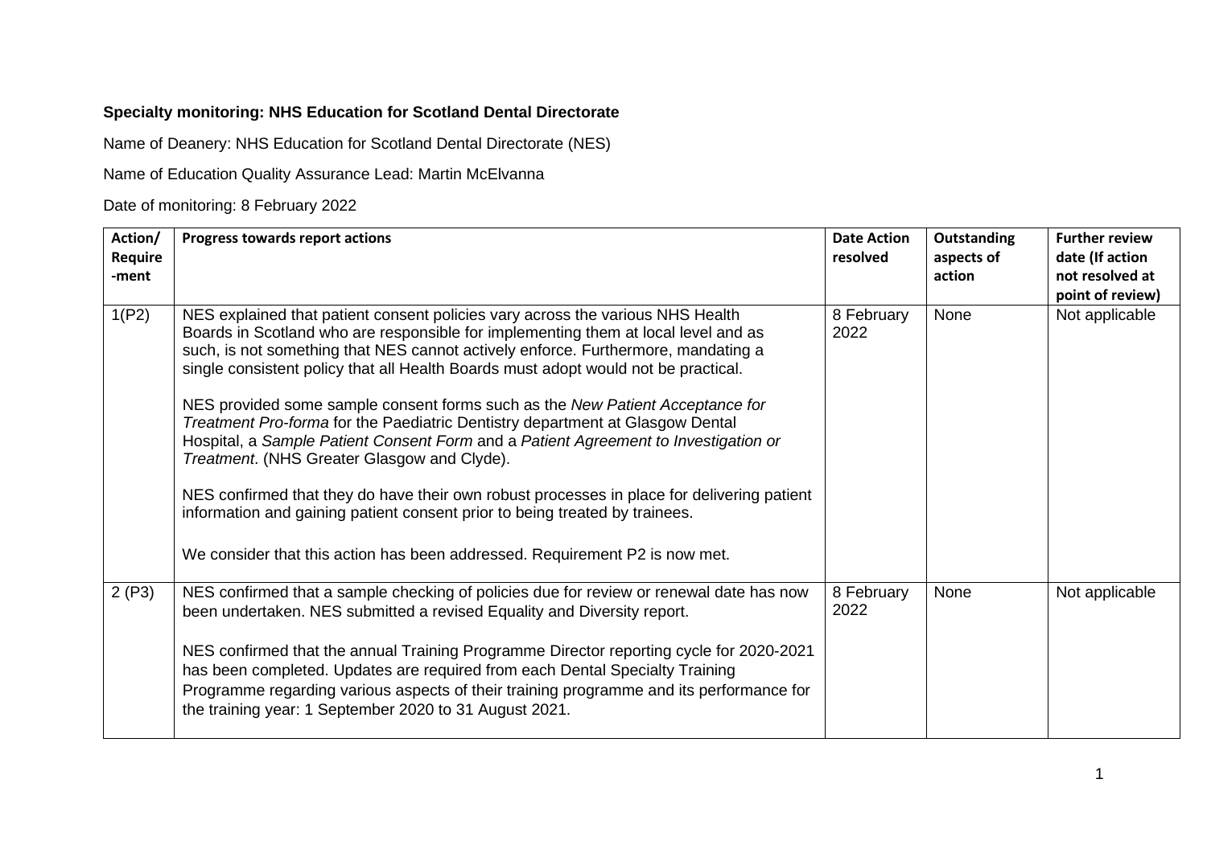**Specialty monitoring: NHS Education for Scotland Dental Directorate**

Name of Deanery: NHS Education for Scotland Dental Directorate (NES)

Name of Education Quality Assurance Lead: Martin McElvanna

Date of monitoring: 8 February 2022

| Action/ Require -ment | Progress towards report actions | Date Action resolved | Outstanding aspects of action | Further review date (If action not resolved at point of review) |
|---|---|---|---|---|
| 1(P2) | NES explained that patient consent policies vary across the various NHS Health Boards in Scotland who are responsible for implementing them at local level and as such, is not something that NES cannot actively enforce. Furthermore, mandating a single consistent policy that all Health Boards must adopt would not be practical.<br><br>NES provided some sample consent forms such as the *New Patient Acceptance for Treatment Pro-forma* for the Paediatric Dentistry department at Glasgow Dental Hospital, a *Sample Patient Consent Form* and a *Patient Agreement to Investigation or Treatment*. (NHS Greater Glasgow and Clyde).<br><br>NES confirmed that they do have their own robust processes in place for delivering patient information and gaining patient consent prior to being treated by trainees.<br><br>We consider that this action has been addressed. Requirement P2 is now met. | 8 February 2022 | None | Not applicable |
| 2 (P3) | NES confirmed that a sample checking of policies due for review or renewal date has now been undertaken. NES submitted a revised Equality and Diversity report.<br><br>NES confirmed that the annual Training Programme Director reporting cycle for 2020-2021 has been completed. Updates are required from each Dental Specialty Training Programme regarding various aspects of their training programme and its performance for the training year: 1 September 2020 to 31 August 2021. | 8 February 2022 | None | Not applicable |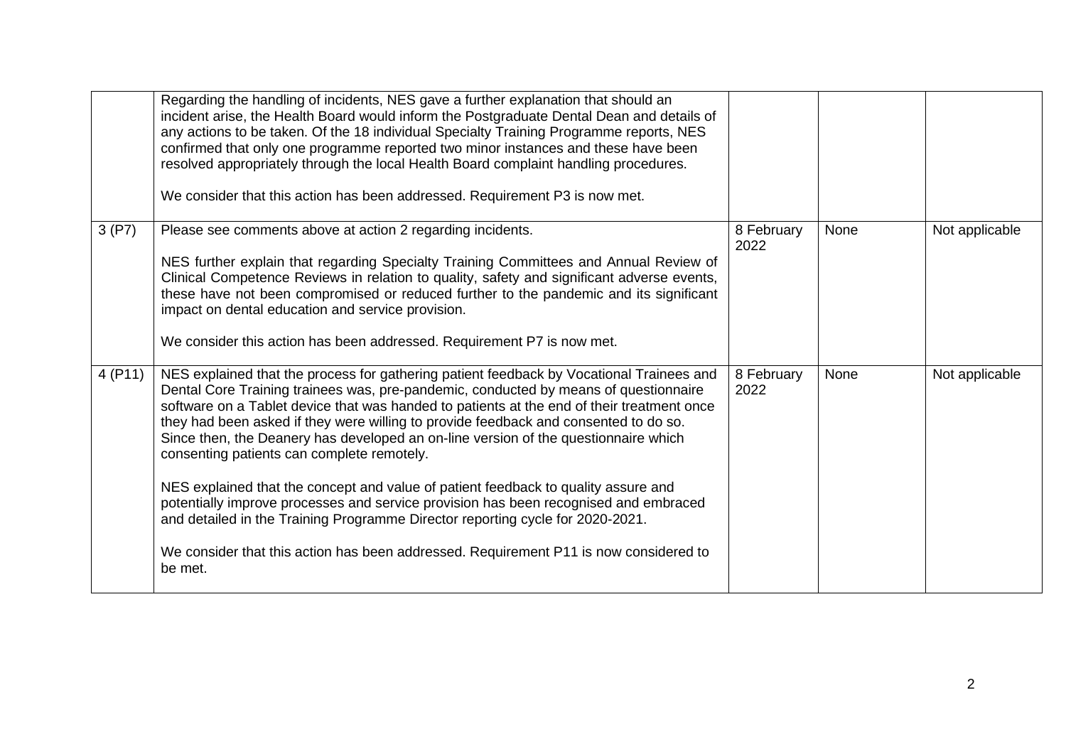| | | | | |
|---|---|---|---|---|
| | Regarding the handling of incidents, NES gave a further explanation that should an incident arise, the Health Board would inform the Postgraduate Dental Dean and details of any actions to be taken. Of the 18 individual Specialty Training Programme reports, NES confirmed that only one programme reported two minor instances and these have been resolved appropriately through the local Health Board complaint handling procedures.<br><br>We consider that this action has been addressed. Requirement P3 is now met. | | | |
| 3 (P7) | Please see comments above at action 2 regarding incidents.<br><br>NES further explain that regarding Specialty Training Committees and Annual Review of Clinical Competence Reviews in relation to quality, safety and significant adverse events, these have not been compromised or reduced further to the pandemic and its significant impact on dental education and service provision.<br><br>We consider this action has been addressed. Requirement P7 is now met. | 8 February 2022 | None | Not applicable |
| 4 (P11) | NES explained that the process for gathering patient feedback by Vocational Trainees and Dental Core Training trainees was, pre-pandemic, conducted by means of questionnaire software on a Tablet device that was handed to patients at the end of their treatment once they had been asked if they were willing to provide feedback and consented to do so. Since then, the Deanery has developed an on-line version of the questionnaire which consenting patients can complete remotely.<br><br>NES explained that the concept and value of patient feedback to quality assure and potentially improve processes and service provision has been recognised and embraced and detailed in the Training Programme Director reporting cycle for 2020-2021.<br><br>We consider that this action has been addressed. Requirement P11 is now considered to be met. | 8 February 2022 | None | Not applicable |